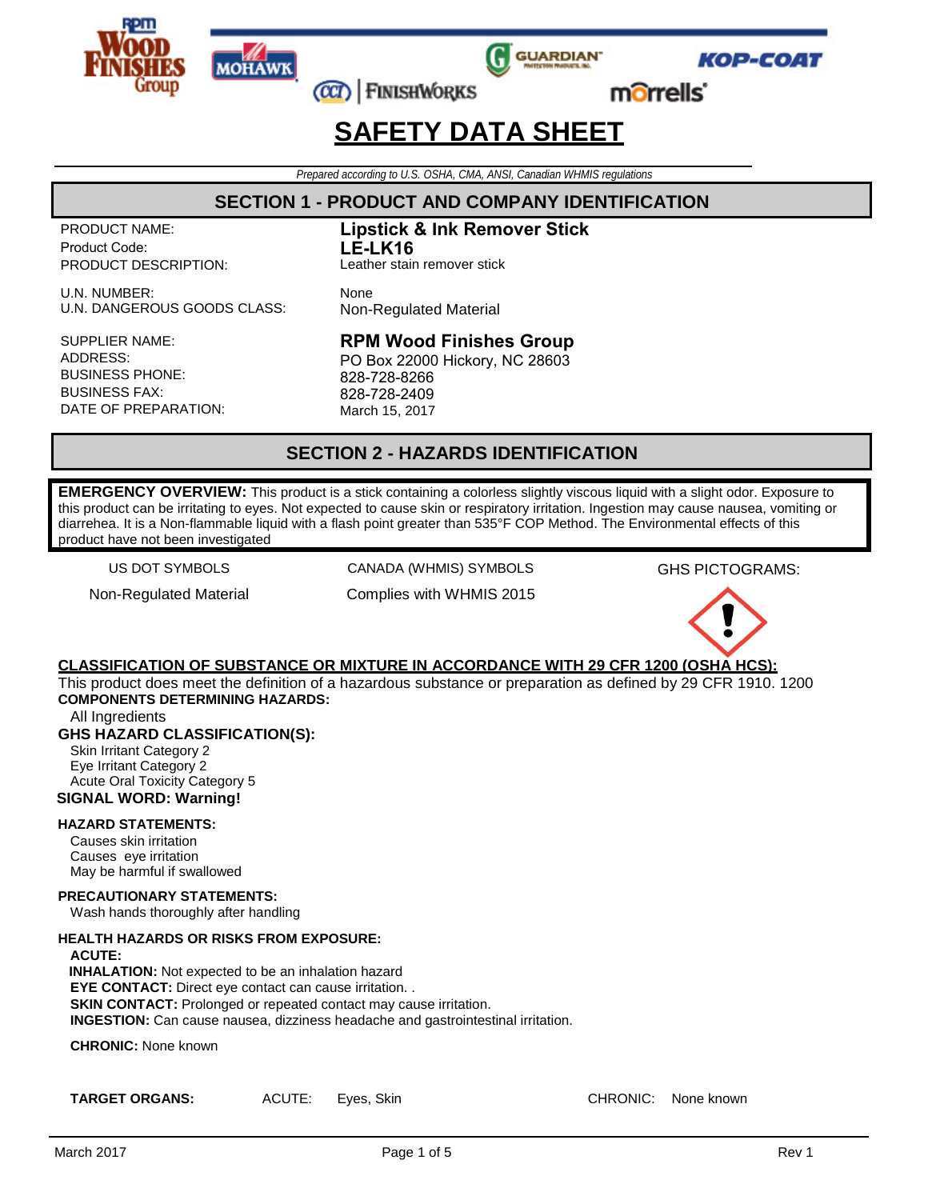# SAFETY DATA SHEET

*Prepared according to U.S. OSHA, CMA, ANSI, Canadian WHMIS regulations*

## SECTION 1 - PRODUCT AND COMPANY IDENTIFICATION

| | |
|---|---|
| PRODUCT NAME: | **Lipstick & Ink Remover Stick** |
| Product Code: | **LE-LK16** |
| PRODUCT DESCRIPTION: | Leather stain remover stick |
| U.N. NUMBER: | None |
| U.N. DANGEROUS GOODS CLASS: | Non-Regulated Material |
| SUPPLIER NAME: | **RPM Wood Finishes Group** |
| ADDRESS: | PO Box 22000 Hickory, NC 28603 |
| BUSINESS PHONE: | 828-728-8266 |
| BUSINESS FAX: | 828-728-2409 |
| DATE OF PREPARATION: | March 15, 2017 |

## SECTION 2 - HAZARDS IDENTIFICATION

**EMERGENCY OVERVIEW:** This product is a stick containing a colorless slightly viscous liquid with a slight odor. Exposure to this product can be irritating to eyes. Not expected to cause skin or respiratory irritation. Ingestion may cause nausea, vomiting or diarrehea. It is a Non-flammable liquid with a flash point greater than 535°F COP Method. The Environmental effects of this product have not been investigated

| US DOT SYMBOLS | CANADA (WHMIS) SYMBOLS | GHS PICTOGRAMS: |
|---|---|---|
| Non-Regulated Material | Complies with WHMIS 2015 | |

**CLASSIFICATION OF SUBSTANCE OR MIXTURE IN ACCORDANCE WITH 29 CFR 1200 (OSHA HCS):**

This product does meet the definition of a hazardous substance or preparation as defined by 29 CFR 1910. 1200

**COMPONENTS DETERMINING HAZARDS:**

All Ingredients

**GHS HAZARD CLASSIFICATION(S):**

Skin Irritant Category 2
Eye Irritant Category 2
Acute Oral Toxicity Category 5

**SIGNAL WORD: Warning!**

**HAZARD STATEMENTS:**

Causes skin irritation
Causes eye irritation
May be harmful if swallowed

**PRECAUTIONARY STATEMENTS:**

Wash hands thoroughly after handling

**HEALTH HAZARDS OR RISKS FROM EXPOSURE:**

**ACUTE:**

**INHALATION:** Not expected to be an inhalation hazard
**EYE CONTACT:** Direct eye contact can cause irritation. .
**SKIN CONTACT:** Prolonged or repeated contact may cause irritation.
**INGESTION:** Can cause nausea, dizziness headache and gastrointestinal irritation.

**CHRONIC:** None known

**TARGET ORGANS:** ACUTE: Eyes, Skin CHRONIC: None known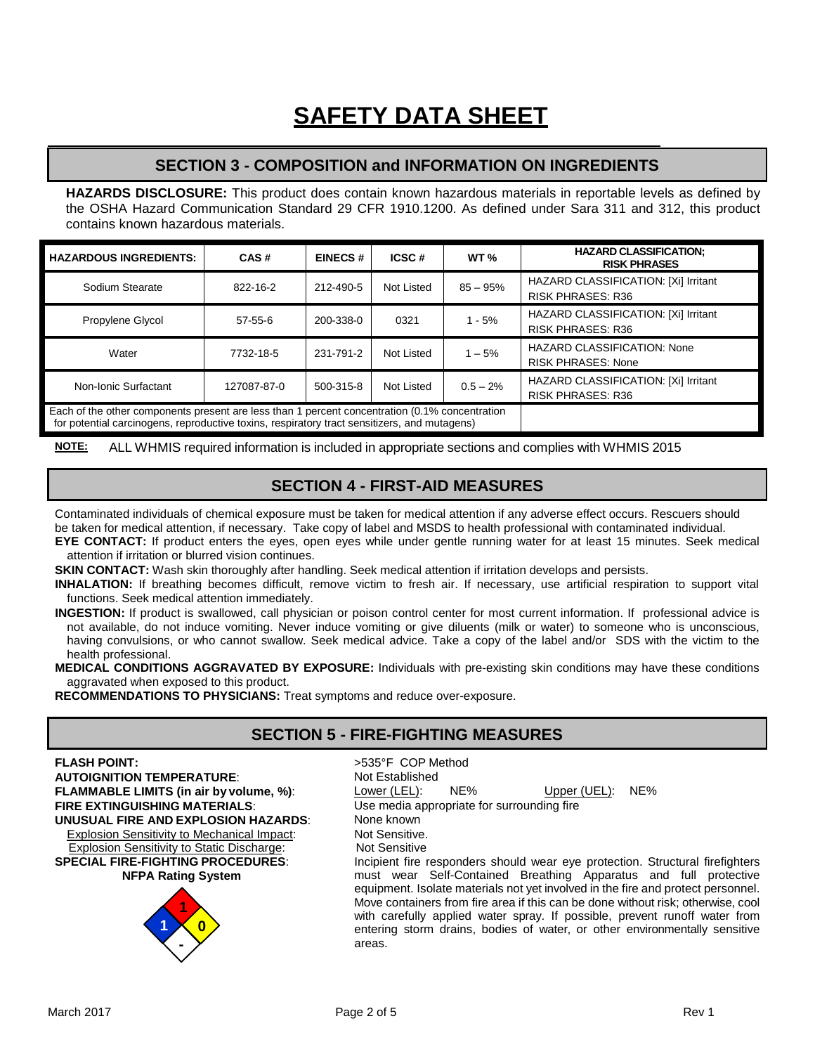# SAFETY DATA SHEET

## SECTION 3 - COMPOSITION and INFORMATION ON INGREDIENTS

**HAZARDS DISCLOSURE:** This product does contain known hazardous materials in reportable levels as defined by the OSHA Hazard Communication Standard 29 CFR 1910.1200. As defined under Sara 311 and 312, this product contains known hazardous materials.

| HAZARDOUS INGREDIENTS: | CAS # | EINECS # | ICSC # | WT % | HAZARD CLASSIFICATION; RISK PHRASES |
|---|---|---|---|---|---|
| Sodium Stearate | 822-16-2 | 212-490-5 | Not Listed | 85 – 95% | HAZARD CLASSIFICATION: [Xi] Irritant RISK PHRASES: R36 |
| Propylene Glycol | 57-55-6 | 200-338-0 | 0321 | 1 - 5% | HAZARD CLASSIFICATION: [Xi] Irritant RISK PHRASES: R36 |
| Water | 7732-18-5 | 231-791-2 | Not Listed | 1 – 5% | HAZARD CLASSIFICATION: None RISK PHRASES: None |
| Non-Ionic Surfactant | 127087-87-0 | 500-315-8 | Not Listed | 0.5 – 2% | HAZARD CLASSIFICATION: [Xi] Irritant RISK PHRASES: R36 |
| Each of the other components present are less than 1 percent concentration (0.1% concentration for potential carcinogens, reproductive toxins, respiratory tract sensitizers, and mutagens) | | | | | |

**NOTE:** ALL WHMIS required information is included in appropriate sections and complies with WHMIS 2015

## SECTION 4 - FIRST-AID MEASURES

Contaminated individuals of chemical exposure must be taken for medical attention if any adverse effect occurs. Rescuers should be taken for medical attention, if necessary. Take copy of label and MSDS to health professional with contaminated individual.

**EYE CONTACT:** If product enters the eyes, open eyes while under gentle running water for at least 15 minutes. Seek medical attention if irritation or blurred vision continues.

**SKIN CONTACT:** Wash skin thoroughly after handling. Seek medical attention if irritation develops and persists.

**INHALATION:** If breathing becomes difficult, remove victim to fresh air. If necessary, use artificial respiration to support vital functions. Seek medical attention immediately.

**INGESTION:** If product is swallowed, call physician or poison control center for most current information. If professional advice is not available, do not induce vomiting. Never induce vomiting or give diluents (milk or water) to someone who is unconscious, having convulsions, or who cannot swallow. Seek medical advice. Take a copy of the label and/or SDS with the victim to the health professional.

**MEDICAL CONDITIONS AGGRAVATED BY EXPOSURE:** Individuals with pre-existing skin conditions may have these conditions aggravated when exposed to this product.

**RECOMMENDATIONS TO PHYSICIANS:** Treat symptoms and reduce over-exposure.

## SECTION 5 - FIRE-FIGHTING MEASURES

**FLASH POINT:** >535°F COP Method

**AUTOIGNITION TEMPERATURE**: Not Established

**FLAMMABLE LIMITS (in air by volume, %)**: Lower (LEL): NE% Upper (UEL): NE%

**FIRE EXTINGUISHING MATERIALS**: Use media appropriate for surrounding fire

**UNUSUAL FIRE AND EXPLOSION HAZARDS**: None known

Explosion Sensitivity to Mechanical Impact: Not Sensitive.

Explosion Sensitivity to Static Discharge: Not Sensitive

**SPECIAL FIRE-FIGHTING PROCEDURES**: Incipient fire responders should wear eye protection. Structural firefighters must wear Self-Contained Breathing Apparatus and full protective equipment. Isolate materials not yet involved in the fire and protect personnel. Move containers from fire area if this can be done without risk; otherwise, cool with carefully applied water spray. If possible, prevent runoff water from entering storm drains, bodies of water, or other environmentally sensitive areas.

**NFPA Rating System**

Flammability (red): 1; Health (blue): 1; Reactivity (yellow): 0; Special (white): -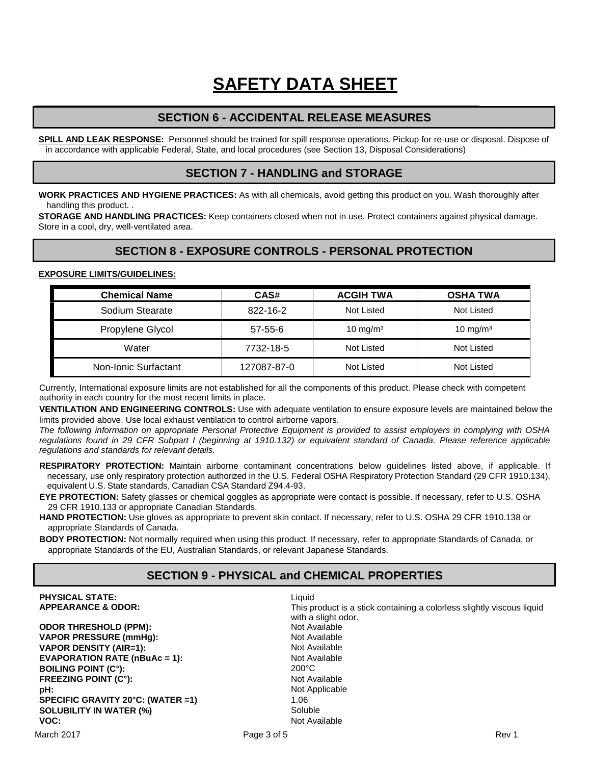# SAFETY DATA SHEET

## SECTION 6 - ACCIDENTAL RELEASE MEASURES

**SPILL AND LEAK RESPONSE:** Personnel should be trained for spill response operations. Pickup for re-use or disposal. Dispose of in accordance with applicable Federal, State, and local procedures (see Section 13, Disposal Considerations)

## SECTION 7 - HANDLING and STORAGE

**WORK PRACTICES AND HYGIENE PRACTICES:** As with all chemicals, avoid getting this product on you. Wash thoroughly after handling this product. .

**STORAGE AND HANDLING PRACTICES:** Keep containers closed when not in use. Protect containers against physical damage. Store in a cool, dry, well-ventilated area.

## SECTION 8 - EXPOSURE CONTROLS - PERSONAL PROTECTION

**EXPOSURE LIMITS/GUIDELINES:**

| Chemical Name | CAS# | ACGIH TWA | OSHA TWA |
|---|---|---|---|
| Sodium Stearate | 822-16-2 | Not Listed | Not Listed |
| Propylene Glycol | 57-55-6 | 10 mg/m³ | 10 mg/m³ |
| Water | 7732-18-5 | Not Listed | Not Listed |
| Non-Ionic Surfactant | 127087-87-0 | Not Listed | Not Listed |

Currently, International exposure limits are not established for all the components of this product. Please check with competent authority in each country for the most recent limits in place.

**VENTILATION AND ENGINEERING CONTROLS:** Use with adequate ventilation to ensure exposure levels are maintained below the limits provided above. Use local exhaust ventilation to control airborne vapors.

*The following information on appropriate Personal Protective Equipment is provided to assist employers in complying with OSHA regulations found in 29 CFR Subpart I (beginning at 1910.132) or equivalent standard of Canada. Please reference applicable regulations and standards for relevant details.*

**RESPIRATORY PROTECTION:** Maintain airborne contaminant concentrations below guidelines listed above, if applicable. If necessary, use only respiratory protection authorized in the U.S. Federal OSHA Respiratory Protection Standard (29 CFR 1910.134), equivalent U.S. State standards, Canadian CSA Standard Z94.4-93.

**EYE PROTECTION:** Safety glasses or chemical goggles as appropriate were contact is possible. If necessary, refer to U.S. OSHA 29 CFR 1910.133 or appropriate Canadian Standards.

**HAND PROTECTION:** Use gloves as appropriate to prevent skin contact. If necessary, refer to U.S. OSHA 29 CFR 1910.138 or appropriate Standards of Canada.

**BODY PROTECTION:** Not normally required when using this product. If necessary, refer to appropriate Standards of Canada, or appropriate Standards of the EU, Australian Standards, or relevant Japanese Standards.

## SECTION 9 - PHYSICAL and CHEMICAL PROPERTIES

**PHYSICAL STATE:** Liquid

**APPEARANCE & ODOR:** This product is a stick containing a colorless slightly viscous liquid with a slight odor.

**ODOR THRESHOLD (PPM):** Not Available

**VAPOR PRESSURE (mmHg):** Not Available

**VAPOR DENSITY (AIR=1):** Not Available

**EVAPORATION RATE (nBuAc = 1):** Not Available

**BOILING POINT (C°):** 200°C

**FREEZING POINT (C°):** Not Available

**pH:** Not Applicable

**SPECIFIC GRAVITY 20°C: (WATER =1)** 1.06

**SOLUBILITY IN WATER (%)** Soluble

**VOC:** Not Available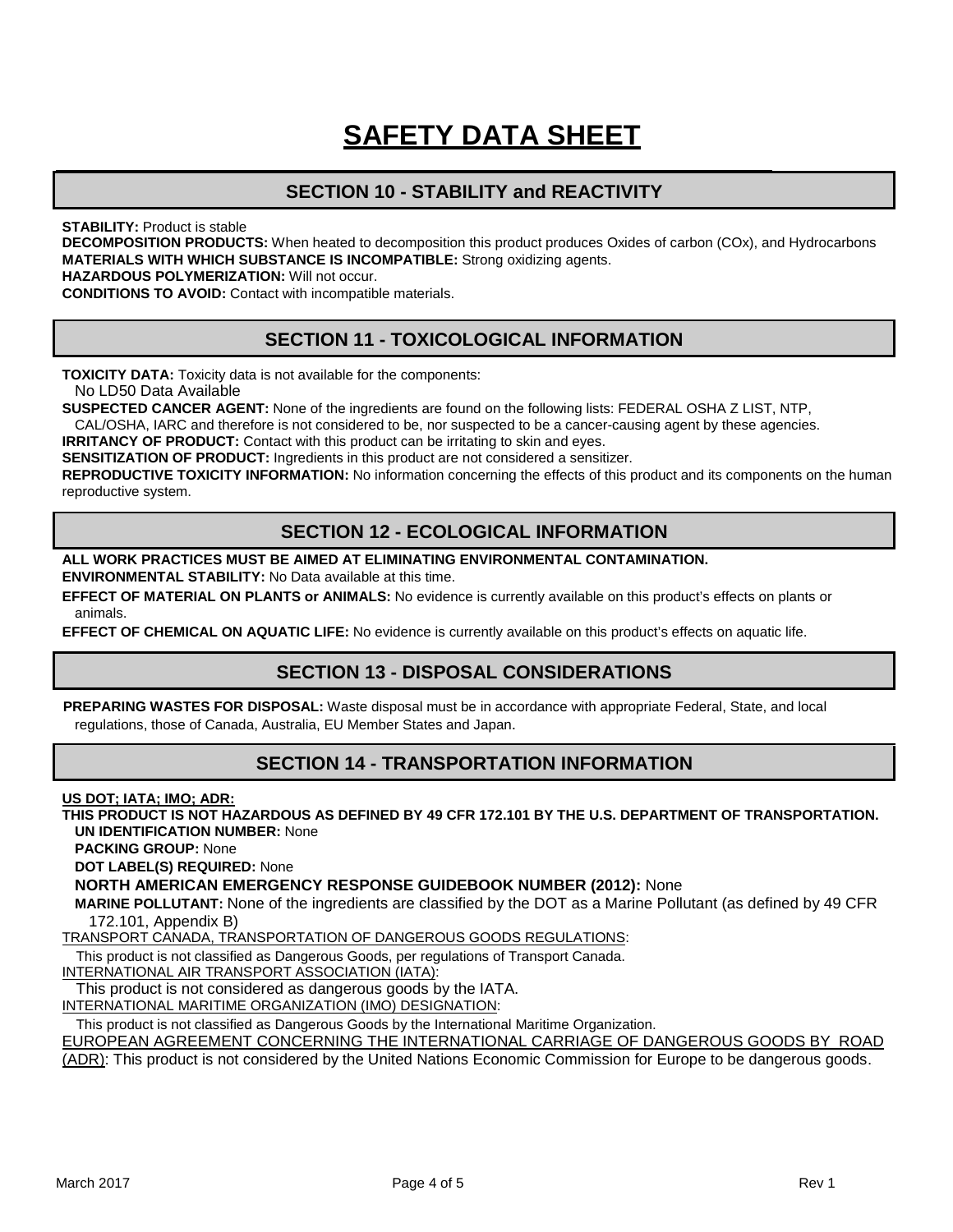# SAFETY DATA SHEET

## SECTION 10 - STABILITY and REACTIVITY

**STABILITY:** Product is stable
**DECOMPOSITION PRODUCTS:** When heated to decomposition this product produces Oxides of carbon (COx), and Hydrocarbons
**MATERIALS WITH WHICH SUBSTANCE IS INCOMPATIBLE:** Strong oxidizing agents.
**HAZARDOUS POLYMERIZATION:** Will not occur.
**CONDITIONS TO AVOID:** Contact with incompatible materials.

## SECTION 11 - TOXICOLOGICAL INFORMATION

**TOXICITY DATA:** Toxicity data is not available for the components:
No LD50 Data Available
**SUSPECTED CANCER AGENT:** None of the ingredients are found on the following lists: FEDERAL OSHA Z LIST, NTP, CAL/OSHA, IARC and therefore is not considered to be, nor suspected to be a cancer-causing agent by these agencies.
**IRRITANCY OF PRODUCT:** Contact with this product can be irritating to skin and eyes.
**SENSITIZATION OF PRODUCT:** Ingredients in this product are not considered a sensitizer.
**REPRODUCTIVE TOXICITY INFORMATION:** No information concerning the effects of this product and its components on the human reproductive system.

## SECTION 12 - ECOLOGICAL INFORMATION

**ALL WORK PRACTICES MUST BE AIMED AT ELIMINATING ENVIRONMENTAL CONTAMINATION.**
**ENVIRONMENTAL STABILITY:** No Data available at this time.
**EFFECT OF MATERIAL ON PLANTS or ANIMALS:** No evidence is currently available on this product's effects on plants or animals.
**EFFECT OF CHEMICAL ON AQUATIC LIFE:** No evidence is currently available on this product's effects on aquatic life.

## SECTION 13 - DISPOSAL CONSIDERATIONS

**PREPARING WASTES FOR DISPOSAL:** Waste disposal must be in accordance with appropriate Federal, State, and local regulations, those of Canada, Australia, EU Member States and Japan.

## SECTION 14 - TRANSPORTATION INFORMATION

**US DOT; IATA; IMO; ADR:**
**THIS PRODUCT IS NOT HAZARDOUS AS DEFINED BY 49 CFR 172.101 BY THE U.S. DEPARTMENT OF TRANSPORTATION.**
**UN IDENTIFICATION NUMBER:** None
**PACKING GROUP:** None
**DOT LABEL(S) REQUIRED:** None
**NORTH AMERICAN EMERGENCY RESPONSE GUIDEBOOK NUMBER (2012):** None
**MARINE POLLUTANT:** None of the ingredients are classified by the DOT as a Marine Pollutant (as defined by 49 CFR 172.101, Appendix B)

TRANSPORT CANADA, TRANSPORTATION OF DANGEROUS GOODS REGULATIONS:
This product is not classified as Dangerous Goods, per regulations of Transport Canada.

INTERNATIONAL AIR TRANSPORT ASSOCIATION (IATA):
This product is not considered as dangerous goods by the IATA.

INTERNATIONAL MARITIME ORGANIZATION (IMO) DESIGNATION:
This product is not classified as Dangerous Goods by the International Maritime Organization.

EUROPEAN AGREEMENT CONCERNING THE INTERNATIONAL CARRIAGE OF DANGEROUS GOODS BY ROAD (ADR): This product is not considered by the United Nations Economic Commission for Europe to be dangerous goods.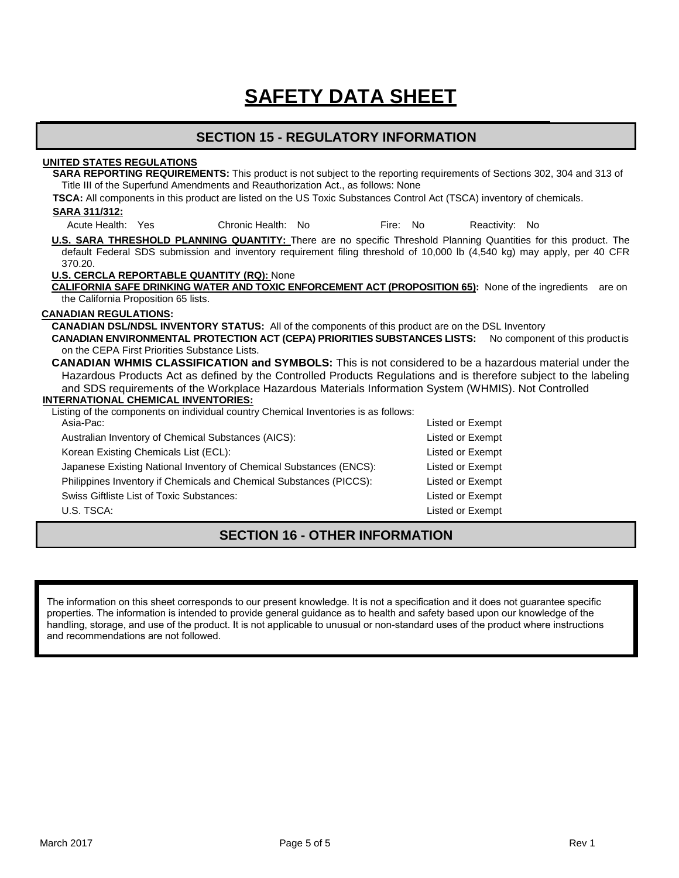# SAFETY DATA SHEET

## SECTION 15 - REGULATORY INFORMATION

**UNITED STATES REGULATIONS**

**SARA REPORTING REQUIREMENTS:** This product is not subject to the reporting requirements of Sections 302, 304 and 313 of Title III of the Superfund Amendments and Reauthorization Act., as follows: None

**TSCA:** All components in this product are listed on the US Toxic Substances Control Act (TSCA) inventory of chemicals.

**SARA 311/312:**

Acute Health: Yes    Chronic Health: No    Fire: No    Reactivity: No

**U.S. SARA THRESHOLD PLANNING QUANTITY:** There are no specific Threshold Planning Quantities for this product. The default Federal SDS submission and inventory requirement filing threshold of 10,000 lb (4,540 kg) may apply, per 40 CFR 370.20.

**U.S. CERCLA REPORTABLE QUANTITY (RQ):** None

**CALIFORNIA SAFE DRINKING WATER AND TOXIC ENFORCEMENT ACT (PROPOSITION 65):** None of the ingredients are on the California Proposition 65 lists.

**CANADIAN REGULATIONS:**

**CANADIAN DSL/NDSL INVENTORY STATUS:** All of the components of this product are on the DSL Inventory

**CANADIAN ENVIRONMENTAL PROTECTION ACT (CEPA) PRIORITIES SUBSTANCES LISTS:** No component of this product is on the CEPA First Priorities Substance Lists.

**CANADIAN WHMIS CLASSIFICATION and SYMBOLS:** This is not considered to be a hazardous material under the Hazardous Products Act as defined by the Controlled Products Regulations and is therefore subject to the labeling and SDS requirements of the Workplace Hazardous Materials Information System (WHMIS). Not Controlled

**INTERNATIONAL CHEMICAL INVENTORIES:**

Listing of the components on individual country Chemical Inventories is as follows:

| | |
|---|---|
| Asia-Pac: | Listed or Exempt |
| Australian Inventory of Chemical Substances (AICS): | Listed or Exempt |
| Korean Existing Chemicals List (ECL): | Listed or Exempt |
| Japanese Existing National Inventory of Chemical Substances (ENCS): | Listed or Exempt |
| Philippines Inventory if Chemicals and Chemical Substances (PICCS): | Listed or Exempt |
| Swiss Giftliste List of Toxic Substances: | Listed or Exempt |
| U.S. TSCA: | Listed or Exempt |

## SECTION 16 - OTHER INFORMATION

The information on this sheet corresponds to our present knowledge. It is not a specification and it does not guarantee specific properties. The information is intended to provide general guidance as to health and safety based upon our knowledge of the handling, storage, and use of the product. It is not applicable to unusual or non-standard uses of the product where instructions and recommendations are not followed.

March 2017    Rev 1